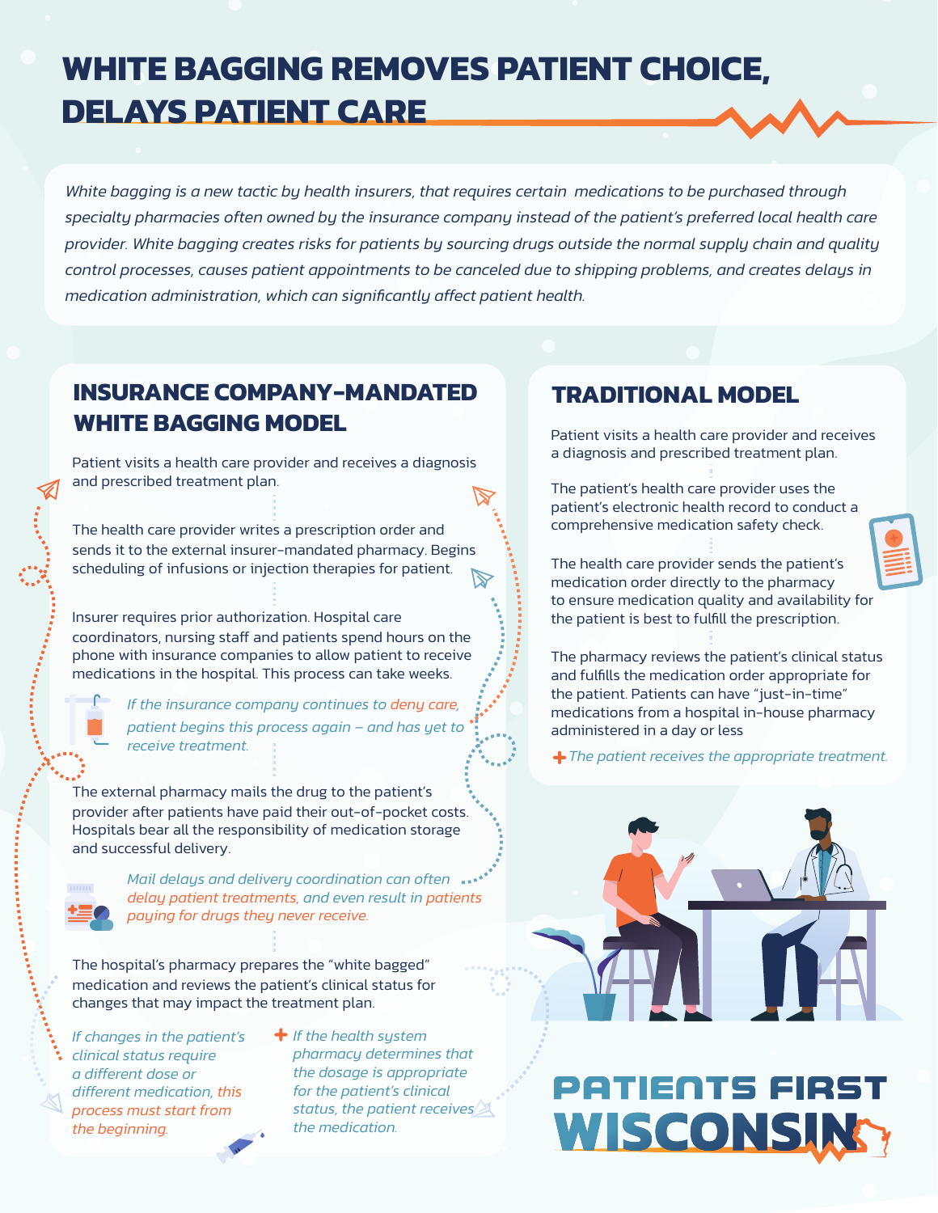# WHITE BAGGING REMOVES PATIENT CHOICE, DELAYS PATIENT CARE

*White bagging is a new tactic by health insurers, that requires certain medications to be purchased through specialty pharmacies often owned by the insurance company instead of the patient's preferred local health care provider. White bagging creates risks for patients by sourcing drugs outside the normal supply chain and quality control processes, causes patient appointments to be canceled due to shipping problems, and creates delays in medication administration, which can significantly affect patient health.*

## INSURANCE COMPANY-MANDATED WHITE BAGGING MODEL

Patient visits a health care provider and receives a diagnosis and prescribed treatment plan.

The health care provider writes a prescription order and sends it to the external insurer-mandated pharmacy. Begins scheduling of infusions or injection therapies for patient.

Insurer requires prior authorization. Hospital care coordinators, nursing staff and patients spend hours on the phone with insurance companies to allow patient to receive medications in the hospital. This process can take weeks.

*If the insurance company continues to deny care, patient begins this process again – and has yet to receive treatment.*

The external pharmacy mails the drug to the patient's provider after patients have paid their out-of-pocket costs. Hospitals bear all the responsibility of medication storage and successful delivery.

*Mail delays and delivery coordination can often delay patient treatments, and even result in patients paying for drugs they never receive.*

The hospital's pharmacy prepares the "white bagged" medication and reviews the patient's clinical status for changes that may impact the treatment plan.

*If changes in the patient's clinical status require a different dose or different medication, this process must start from the beginning.*

*+ If the health system pharmacy determines that the dosage is appropriate for the patient's clinical status, the patient receives the medication.*

## TRADITIONAL MODEL

Patient visits a health care provider and receives a diagnosis and prescribed treatment plan.

The patient's health care provider uses the patient's electronic health record to conduct a comprehensive medication safety check.

The health care provider sends the patient's medication order directly to the pharmacy to ensure medication quality and availability for the patient is best to fulfill the prescription.

The pharmacy reviews the patient's clinical status and fulfills the medication order appropriate for the patient. Patients can have "just-in-time" medications from a hospital in-house pharmacy administered in a day or less

*+ The patient receives the appropriate treatment.*

**PATIENTS FIRST WISCONSIN**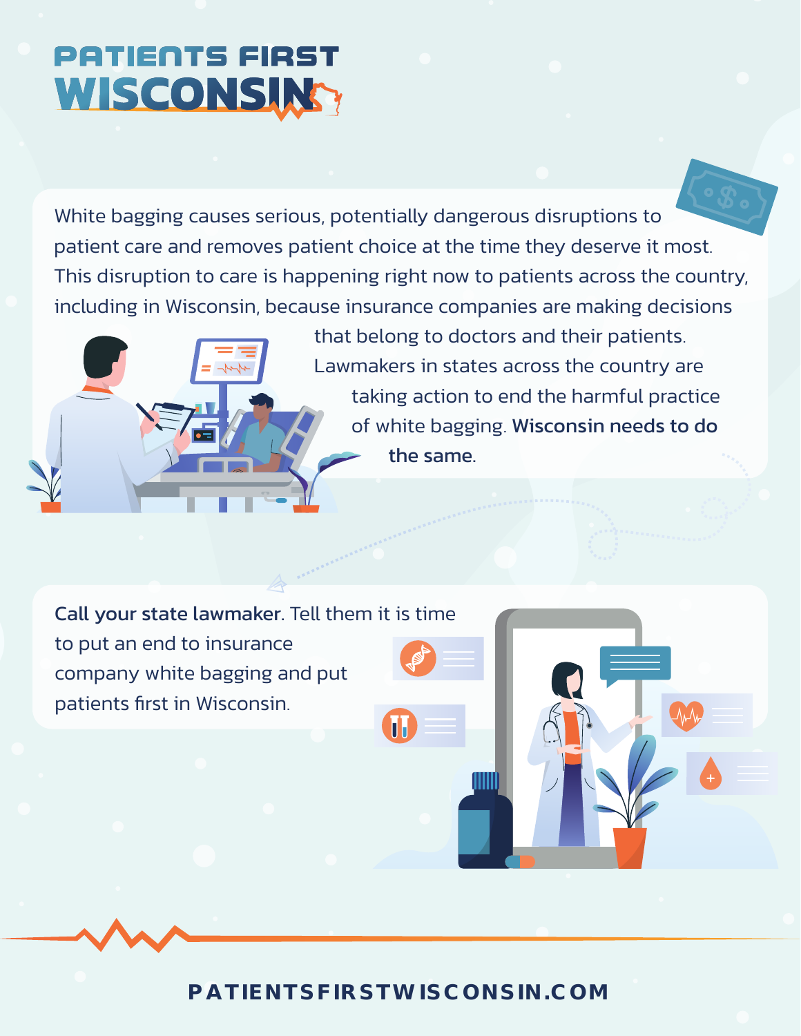# PATIENTS FIRST WISCONSIN

White bagging causes serious, potentially dangerous disruptions to patient care and removes patient choice at the time they deserve it most. This disruption to care is happening right now to patients across the country, including in Wisconsin, because insurance companies are making decisions that belong to doctors and their patients. Lawmakers in states across the country are taking action to end the harmful practice of white bagging. **Wisconsin needs to do the same.**

**Call your state lawmaker.** Tell them it is time to put an end to insurance company white bagging and put patients first in Wisconsin.

**PATIENTSFIRSTWISCONSIN.COM**